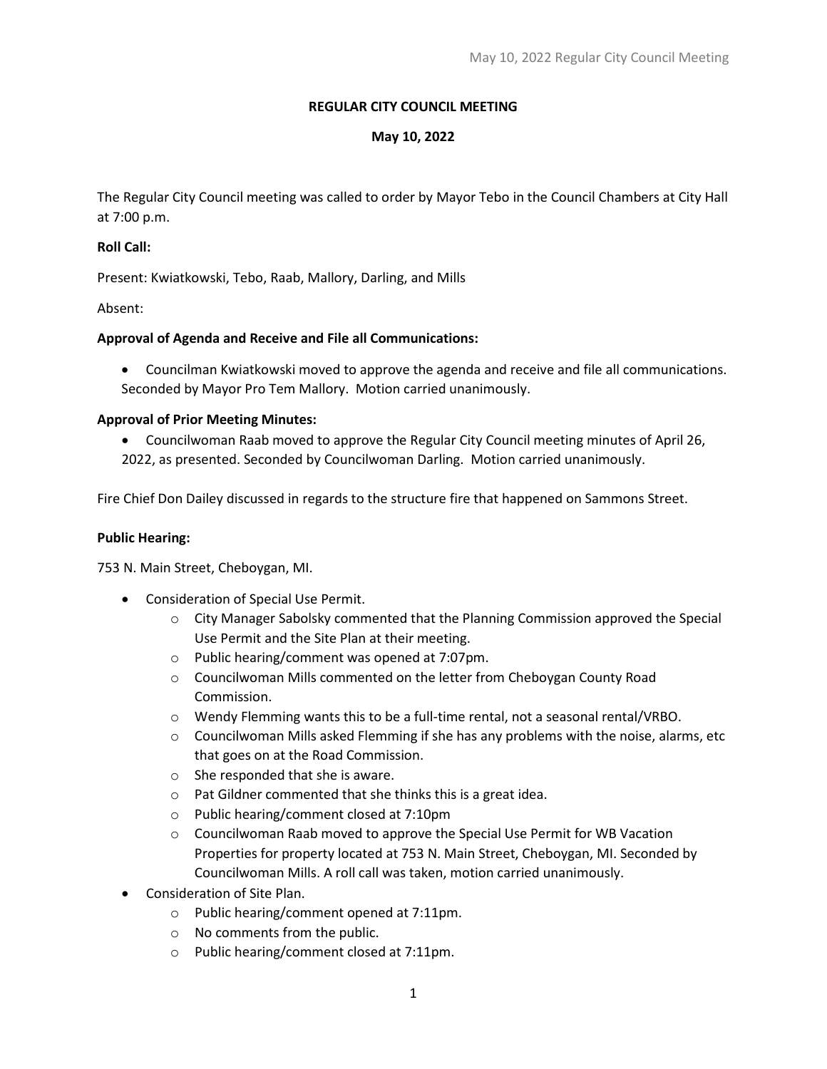# REGULAR CITY COUNCIL MEETING

## May 10, 2022

The Regular City Council meeting was called to order by Mayor Tebo in the Council Chambers at City Hall at 7:00 p.m.

**Roll Call:**

Present: Kwiatkowski, Tebo, Raab, Mallory, Darling, and Mills

Absent:

**Approval of Agenda and Receive and File all Communications:**

- Councilman Kwiatkowski moved to approve the agenda and receive and file all communications. Seconded by Mayor Pro Tem Mallory. Motion carried unanimously.

**Approval of Prior Meeting Minutes:**

- Councilwoman Raab moved to approve the Regular City Council meeting minutes of April 26, 2022, as presented. Seconded by Councilwoman Darling. Motion carried unanimously.

Fire Chief Don Dailey discussed in regards to the structure fire that happened on Sammons Street.

**Public Hearing:**

753 N. Main Street, Cheboygan, MI.

- Consideration of Special Use Permit.
  - City Manager Sabolsky commented that the Planning Commission approved the Special Use Permit and the Site Plan at their meeting.
  - Public hearing/comment was opened at 7:07pm.
  - Councilwoman Mills commented on the letter from Cheboygan County Road Commission.
  - Wendy Flemming wants this to be a full-time rental, not a seasonal rental/VRBO.
  - Councilwoman Mills asked Flemming if she has any problems with the noise, alarms, etc that goes on at the Road Commission.
  - She responded that she is aware.
  - Pat Gildner commented that she thinks this is a great idea.
  - Public hearing/comment closed at 7:10pm
  - Councilwoman Raab moved to approve the Special Use Permit for WB Vacation Properties for property located at 753 N. Main Street, Cheboygan, MI. Seconded by Councilwoman Mills. A roll call was taken, motion carried unanimously.
- Consideration of Site Plan.
  - Public hearing/comment opened at 7:11pm.
  - No comments from the public.
  - Public hearing/comment closed at 7:11pm.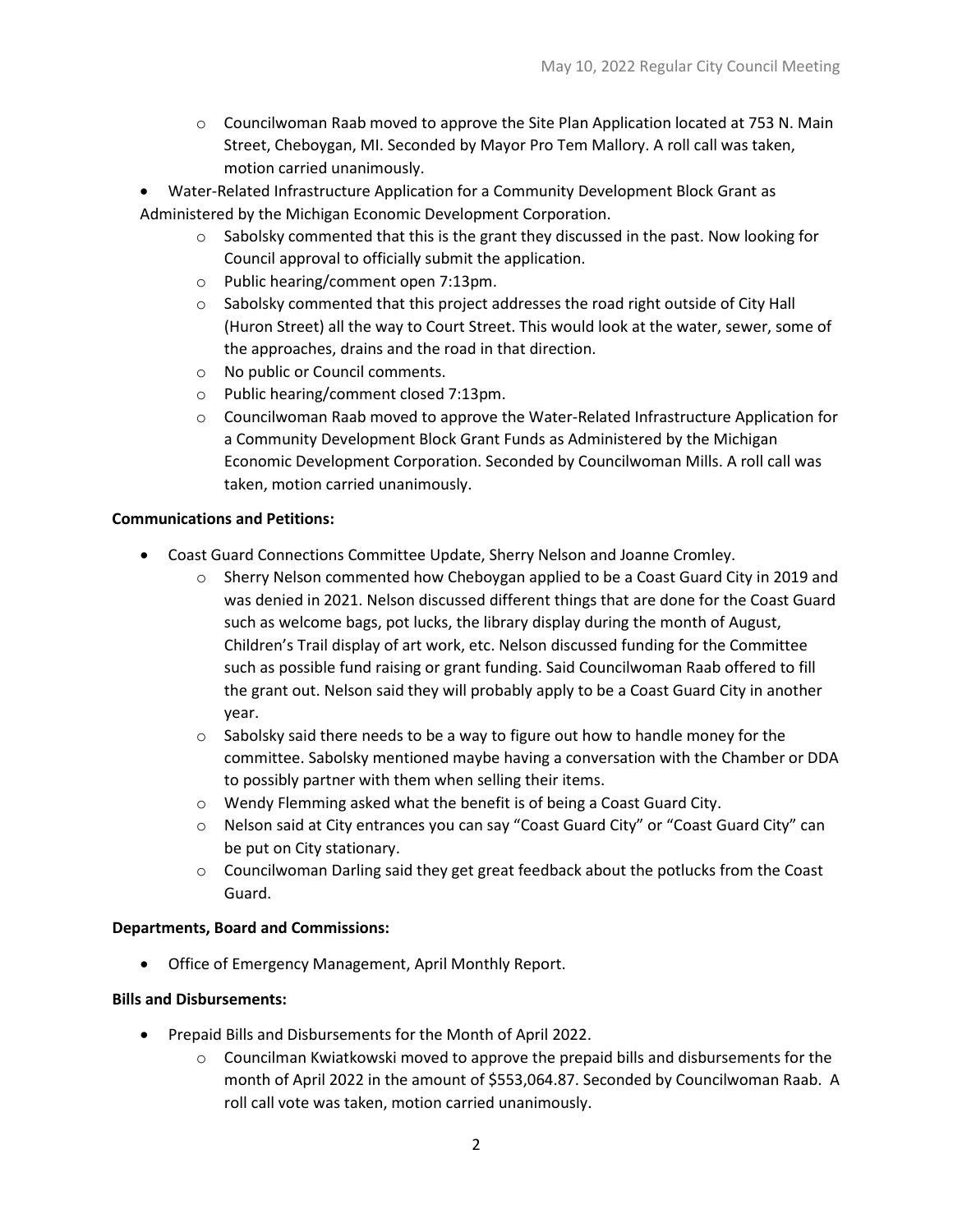- Councilwoman Raab moved to approve the Site Plan Application located at 753 N. Main Street, Cheboygan, MI. Seconded by Mayor Pro Tem Mallory. A roll call was taken, motion carried unanimously.

- Water-Related Infrastructure Application for a Community Development Block Grant as Administered by the Michigan Economic Development Corporation.
  - Sabolsky commented that this is the grant they discussed in the past. Now looking for Council approval to officially submit the application.
  - Public hearing/comment open 7:13pm.
  - Sabolsky commented that this project addresses the road right outside of City Hall (Huron Street) all the way to Court Street. This would look at the water, sewer, some of the approaches, drains and the road in that direction.
  - No public or Council comments.
  - Public hearing/comment closed 7:13pm.
  - Councilwoman Raab moved to approve the Water-Related Infrastructure Application for a Community Development Block Grant Funds as Administered by the Michigan Economic Development Corporation. Seconded by Councilwoman Mills. A roll call was taken, motion carried unanimously.

**Communications and Petitions:**

- Coast Guard Connections Committee Update, Sherry Nelson and Joanne Cromley.
  - Sherry Nelson commented how Cheboygan applied to be a Coast Guard City in 2019 and was denied in 2021. Nelson discussed different things that are done for the Coast Guard such as welcome bags, pot lucks, the library display during the month of August, Children's Trail display of art work, etc. Nelson discussed funding for the Committee such as possible fund raising or grant funding. Said Councilwoman Raab offered to fill the grant out. Nelson said they will probably apply to be a Coast Guard City in another year.
  - Sabolsky said there needs to be a way to figure out how to handle money for the committee. Sabolsky mentioned maybe having a conversation with the Chamber or DDA to possibly partner with them when selling their items.
  - Wendy Flemming asked what the benefit is of being a Coast Guard City.
  - Nelson said at City entrances you can say "Coast Guard City" or "Coast Guard City" can be put on City stationary.
  - Councilwoman Darling said they get great feedback about the potlucks from the Coast Guard.

**Departments, Board and Commissions:**

- Office of Emergency Management, April Monthly Report.

**Bills and Disbursements:**

- Prepaid Bills and Disbursements for the Month of April 2022.
  - Councilman Kwiatkowski moved to approve the prepaid bills and disbursements for the month of April 2022 in the amount of $553,064.87. Seconded by Councilwoman Raab. A roll call vote was taken, motion carried unanimously.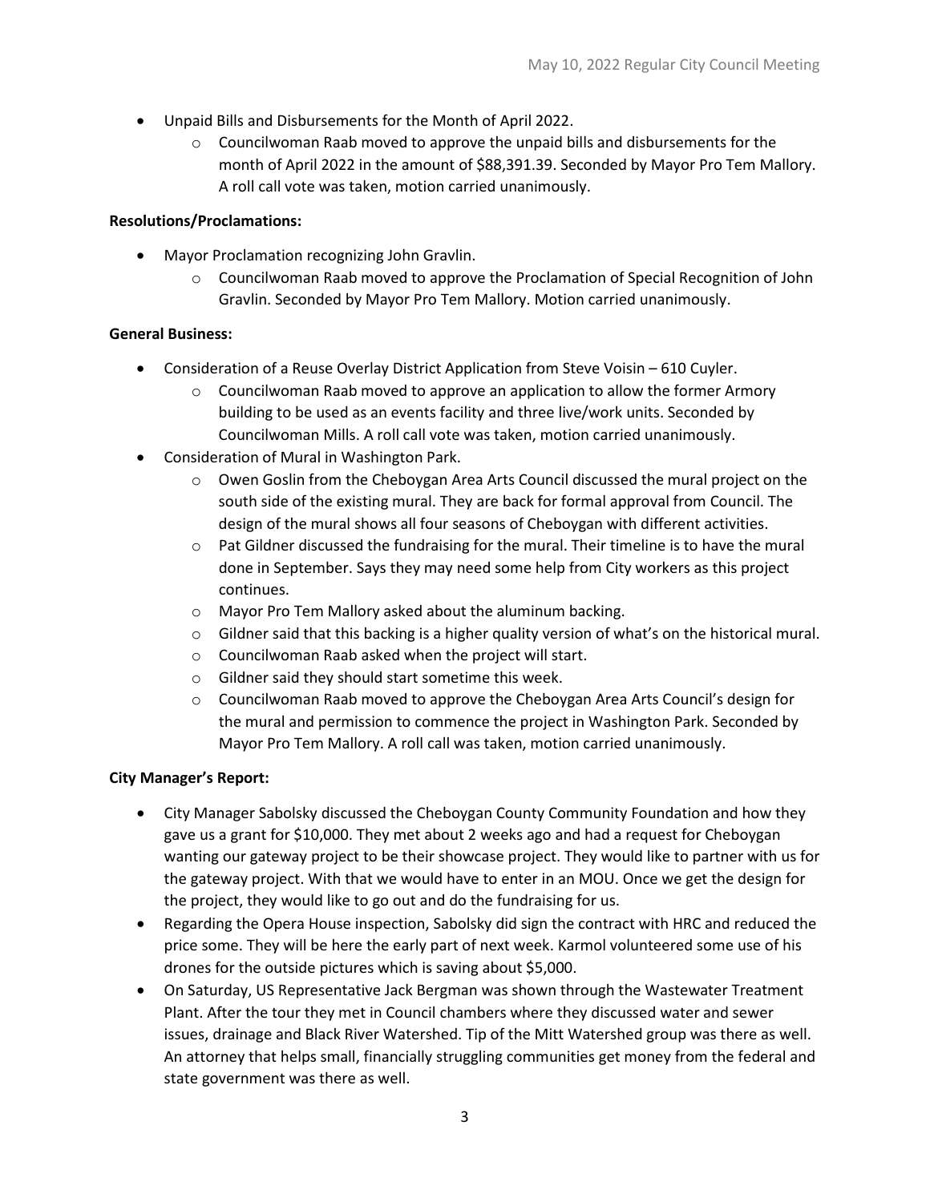- Unpaid Bills and Disbursements for the Month of April 2022.
  - Councilwoman Raab moved to approve the unpaid bills and disbursements for the month of April 2022 in the amount of $88,391.39. Seconded by Mayor Pro Tem Mallory. A roll call vote was taken, motion carried unanimously.

**Resolutions/Proclamations:**

- Mayor Proclamation recognizing John Gravlin.
  - Councilwoman Raab moved to approve the Proclamation of Special Recognition of John Gravlin. Seconded by Mayor Pro Tem Mallory. Motion carried unanimously.

**General Business:**

- Consideration of a Reuse Overlay District Application from Steve Voisin – 610 Cuyler.
  - Councilwoman Raab moved to approve an application to allow the former Armory building to be used as an events facility and three live/work units. Seconded by Councilwoman Mills. A roll call vote was taken, motion carried unanimously.
- Consideration of Mural in Washington Park.
  - Owen Goslin from the Cheboygan Area Arts Council discussed the mural project on the south side of the existing mural. They are back for formal approval from Council. The design of the mural shows all four seasons of Cheboygan with different activities.
  - Pat Gildner discussed the fundraising for the mural. Their timeline is to have the mural done in September. Says they may need some help from City workers as this project continues.
  - Mayor Pro Tem Mallory asked about the aluminum backing.
  - Gildner said that this backing is a higher quality version of what's on the historical mural.
  - Councilwoman Raab asked when the project will start.
  - Gildner said they should start sometime this week.
  - Councilwoman Raab moved to approve the Cheboygan Area Arts Council's design for the mural and permission to commence the project in Washington Park. Seconded by Mayor Pro Tem Mallory. A roll call was taken, motion carried unanimously.

**City Manager's Report:**

- City Manager Sabolsky discussed the Cheboygan County Community Foundation and how they gave us a grant for $10,000. They met about 2 weeks ago and had a request for Cheboygan wanting our gateway project to be their showcase project. They would like to partner with us for the gateway project. With that we would have to enter in an MOU. Once we get the design for the project, they would like to go out and do the fundraising for us.
- Regarding the Opera House inspection, Sabolsky did sign the contract with HRC and reduced the price some. They will be here the early part of next week. Karmol volunteered some use of his drones for the outside pictures which is saving about $5,000.
- On Saturday, US Representative Jack Bergman was shown through the Wastewater Treatment Plant. After the tour they met in Council chambers where they discussed water and sewer issues, drainage and Black River Watershed. Tip of the Mitt Watershed group was there as well. An attorney that helps small, financially struggling communities get money from the federal and state government was there as well.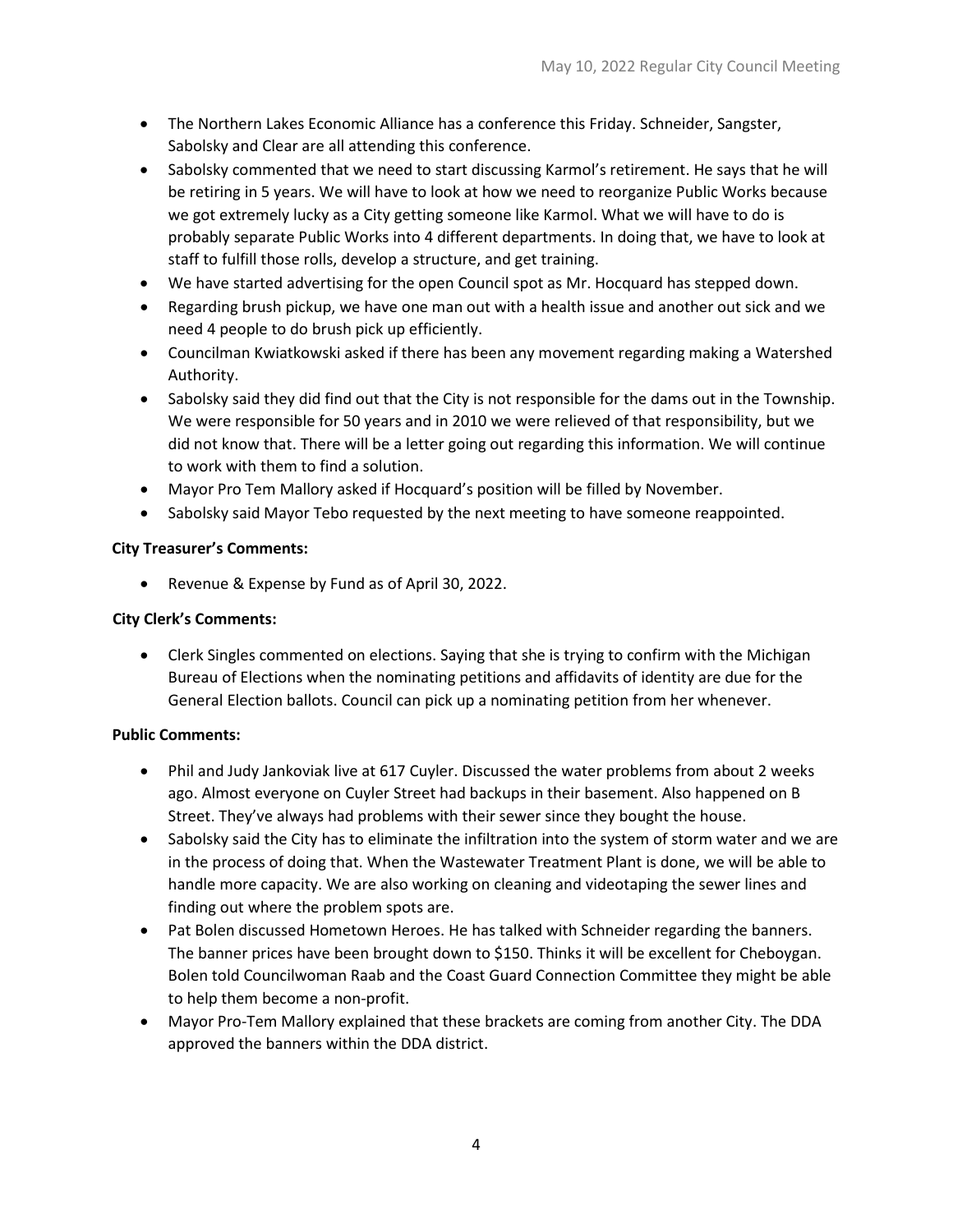- The Northern Lakes Economic Alliance has a conference this Friday. Schneider, Sangster, Sabolsky and Clear are all attending this conference.
- Sabolsky commented that we need to start discussing Karmol's retirement. He says that he will be retiring in 5 years. We will have to look at how we need to reorganize Public Works because we got extremely lucky as a City getting someone like Karmol. What we will have to do is probably separate Public Works into 4 different departments. In doing that, we have to look at staff to fulfill those rolls, develop a structure, and get training.
- We have started advertising for the open Council spot as Mr. Hocquard has stepped down.
- Regarding brush pickup, we have one man out with a health issue and another out sick and we need 4 people to do brush pick up efficiently.
- Councilman Kwiatkowski asked if there has been any movement regarding making a Watershed Authority.
- Sabolsky said they did find out that the City is not responsible for the dams out in the Township. We were responsible for 50 years and in 2010 we were relieved of that responsibility, but we did not know that. There will be a letter going out regarding this information. We will continue to work with them to find a solution.
- Mayor Pro Tem Mallory asked if Hocquard's position will be filled by November.
- Sabolsky said Mayor Tebo requested by the next meeting to have someone reappointed.

**City Treasurer's Comments:**

- Revenue & Expense by Fund as of April 30, 2022.

**City Clerk's Comments:**

- Clerk Singles commented on elections. Saying that she is trying to confirm with the Michigan Bureau of Elections when the nominating petitions and affidavits of identity are due for the General Election ballots. Council can pick up a nominating petition from her whenever.

**Public Comments:**

- Phil and Judy Jankoviak live at 617 Cuyler. Discussed the water problems from about 2 weeks ago. Almost everyone on Cuyler Street had backups in their basement. Also happened on B Street. They've always had problems with their sewer since they bought the house.
- Sabolsky said the City has to eliminate the infiltration into the system of storm water and we are in the process of doing that. When the Wastewater Treatment Plant is done, we will be able to handle more capacity. We are also working on cleaning and videotaping the sewer lines and finding out where the problem spots are.
- Pat Bolen discussed Hometown Heroes. He has talked with Schneider regarding the banners. The banner prices have been brought down to $150. Thinks it will be excellent for Cheboygan. Bolen told Councilwoman Raab and the Coast Guard Connection Committee they might be able to help them become a non-profit.
- Mayor Pro-Tem Mallory explained that these brackets are coming from another City. The DDA approved the banners within the DDA district.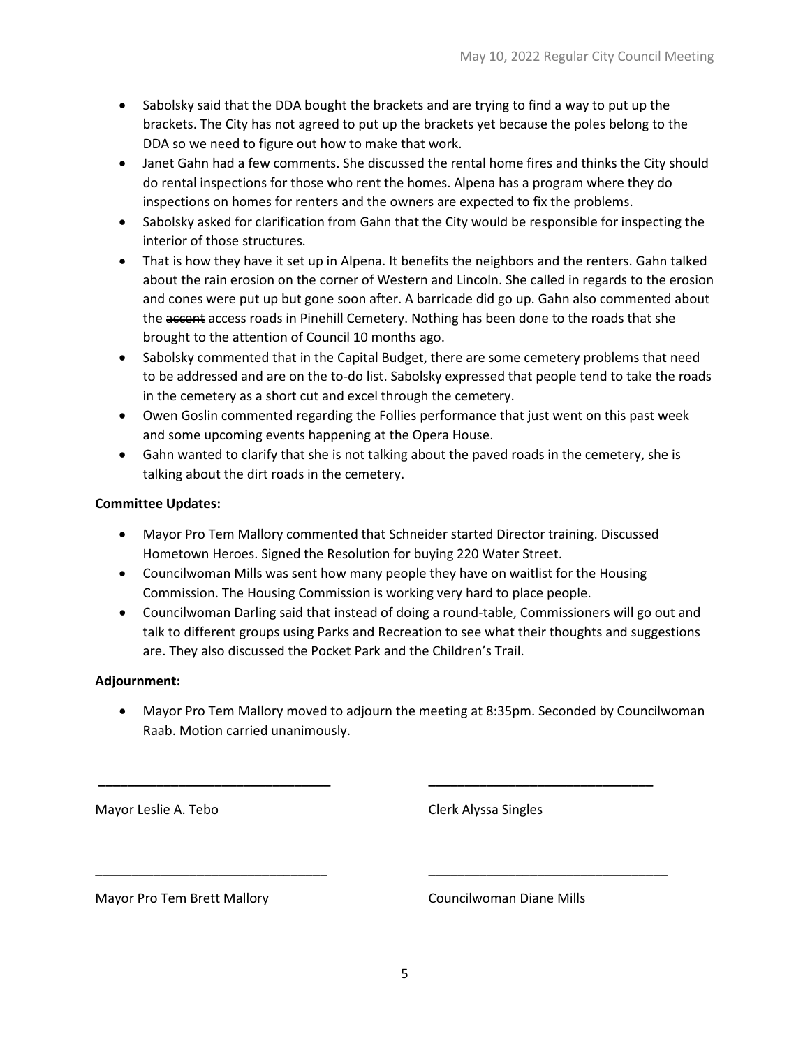- Sabolsky said that the DDA bought the brackets and are trying to find a way to put up the brackets. The City has not agreed to put up the brackets yet because the poles belong to the DDA so we need to figure out how to make that work.
- Janet Gahn had a few comments. She discussed the rental home fires and thinks the City should do rental inspections for those who rent the homes. Alpena has a program where they do inspections on homes for renters and the owners are expected to fix the problems.
- Sabolsky asked for clarification from Gahn that the City would be responsible for inspecting the interior of those structures.
- That is how they have it set up in Alpena. It benefits the neighbors and the renters. Gahn talked about the rain erosion on the corner of Western and Lincoln. She called in regards to the erosion and cones were put up but gone soon after. A barricade did go up. Gahn also commented about the ~~accent~~ access roads in Pinehill Cemetery. Nothing has been done to the roads that she brought to the attention of Council 10 months ago.
- Sabolsky commented that in the Capital Budget, there are some cemetery problems that need to be addressed and are on the to-do list. Sabolsky expressed that people tend to take the roads in the cemetery as a short cut and excel through the cemetery.
- Owen Goslin commented regarding the Follies performance that just went on this past week and some upcoming events happening at the Opera House.
- Gahn wanted to clarify that she is not talking about the paved roads in the cemetery, she is talking about the dirt roads in the cemetery.

**Committee Updates:**

- Mayor Pro Tem Mallory commented that Schneider started Director training. Discussed Hometown Heroes. Signed the Resolution for buying 220 Water Street.
- Councilwoman Mills was sent how many people they have on waitlist for the Housing Commission. The Housing Commission is working very hard to place people.
- Councilwoman Darling said that instead of doing a round-table, Commissioners will go out and talk to different groups using Parks and Recreation to see what their thoughts and suggestions are. They also discussed the Pocket Park and the Children's Trail.

**Adjournment:**

- Mayor Pro Tem Mallory moved to adjourn the meeting at 8:35pm. Seconded by Councilwoman Raab. Motion carried unanimously.

________________________________ ________________________________

Mayor Leslie A. Tebo Clerk Alyssa Singles

________________________________ ________________________________

Mayor Pro Tem Brett Mallory Councilwoman Diane Mills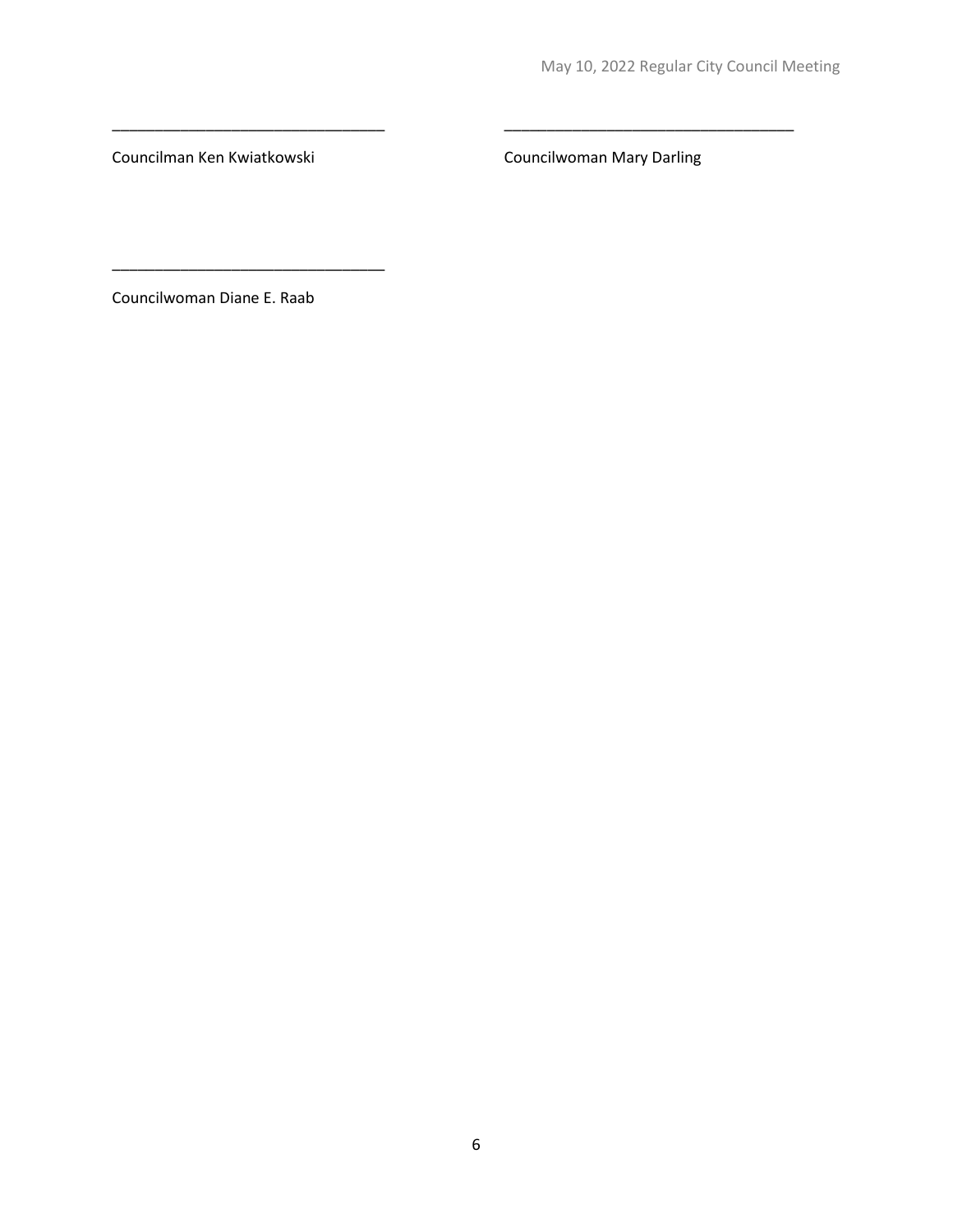_________________________________ _________________________________

Councilman Ken Kwiatkowski Councilwoman Mary Darling

_________________________________

Councilwoman Diane E. Raab